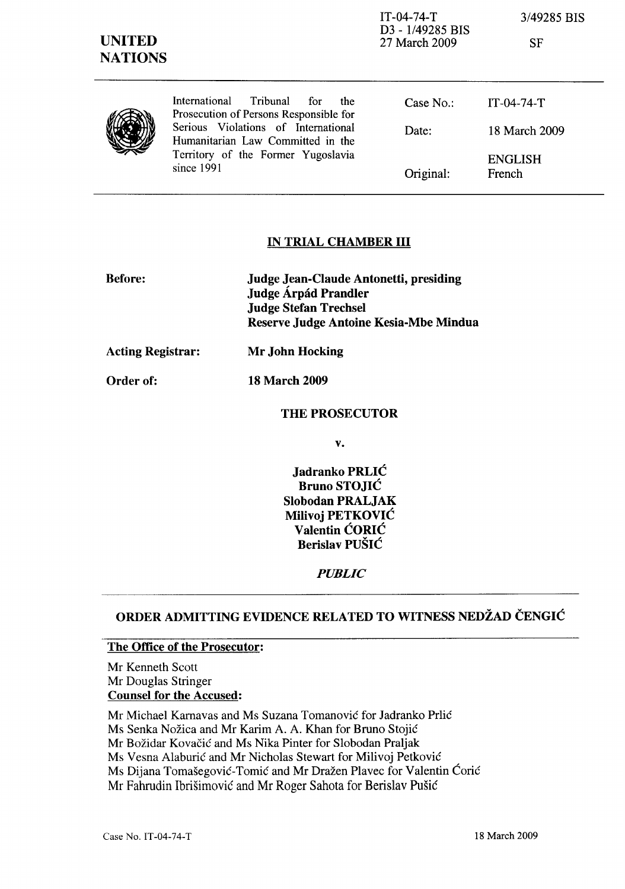IT-04-74-T
D3 - 1/49285 BIS
27 March 2009

3/49285 BIS

SF

**UNITED NATIONS**

International Tribunal for the Prosecution of Persons Responsible for Serious Violations of International Humanitarian Law Committed in the Territory of the Former Yugoslavia since 1991

| | |
|---|---|
| Case No.: | IT-04-74-T |
| Date: | 18 March 2009 |
| Original: | ENGLISH French |

**IN TRIAL CHAMBER III**

| | |
|---|---|
| **Before:** | **Judge Jean-Claude Antonetti, presiding** **Judge Árpád Prandler** **Judge Stefan Trechsel** **Reserve Judge Antoine Kesia-Mbe Mindua** |
| **Acting Registrar:** | **Mr John Hocking** |
| **Order of:** | **18 March 2009** |

**THE PROSECUTOR**

**v.**

**Jadranko PRLIĆ**
**Bruno STOJIĆ**
**Slobodan PRALJAK**
**Milivoj PETKOVIĆ**
**Valentin ĆORIĆ**
**Berislav PUŠIĆ**

***PUBLIC***

## ORDER ADMITTING EVIDENCE RELATED TO WITNESS NEDŽAD ČENGIĆ

**The Office of the Prosecutor:**

Mr Kenneth Scott
Mr Douglas Stringer

**Counsel for the Accused:**

Mr Michael Karnavas and Ms Suzana Tomanović for Jadranko Prlić
Ms Senka Nožica and Mr Karim A. A. Khan for Bruno Stojić
Mr Božidar Kovačić and Ms Nika Pinter for Slobodan Praljak
Ms Vesna Alaburić and Mr Nicholas Stewart for Milivoj Petković
Ms Dijana Tomašegović-Tomić and Mr Dražen Plavec for Valentin Ćorić
Mr Fahrudin Ibrišimović and Mr Roger Sahota for Berislav Pušić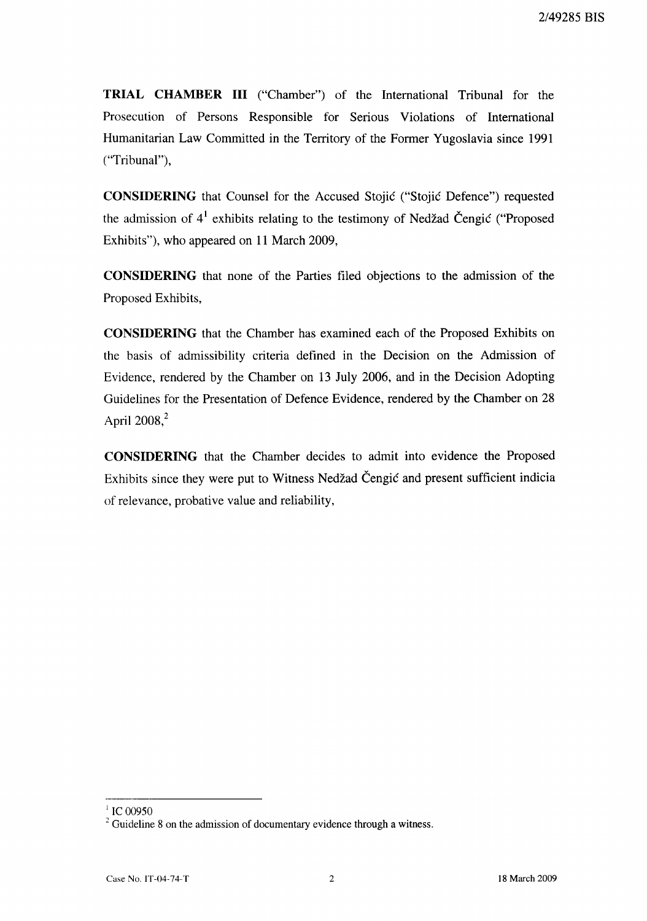**TRIAL CHAMBER III** ("Chamber") of the International Tribunal for the Prosecution of Persons Responsible for Serious Violations of International Humanitarian Law Committed in the Territory of the Former Yugoslavia since 1991 ("Tribunal"),

**CONSIDERING** that Counsel for the Accused Stojić ("Stojić Defence") requested the admission of 4[1] exhibits relating to the testimony of Nedžad Čengić ("Proposed Exhibits"), who appeared on 11 March 2009,

**CONSIDERING** that none of the Parties filed objections to the admission of the Proposed Exhibits,

**CONSIDERING** that the Chamber has examined each of the Proposed Exhibits on the basis of admissibility criteria defined in the Decision on the Admission of Evidence, rendered by the Chamber on 13 July 2006, and in the Decision Adopting Guidelines for the Presentation of Defence Evidence, rendered by the Chamber on 28 April 2008,[2]

**CONSIDERING** that the Chamber decides to admit into evidence the Proposed Exhibits since they were put to Witness Nedžad Čengić and present sufficient indicia of relevance, probative value and reliability,

---

[1] IC 00950

[2] Guideline 8 on the admission of documentary evidence through a witness.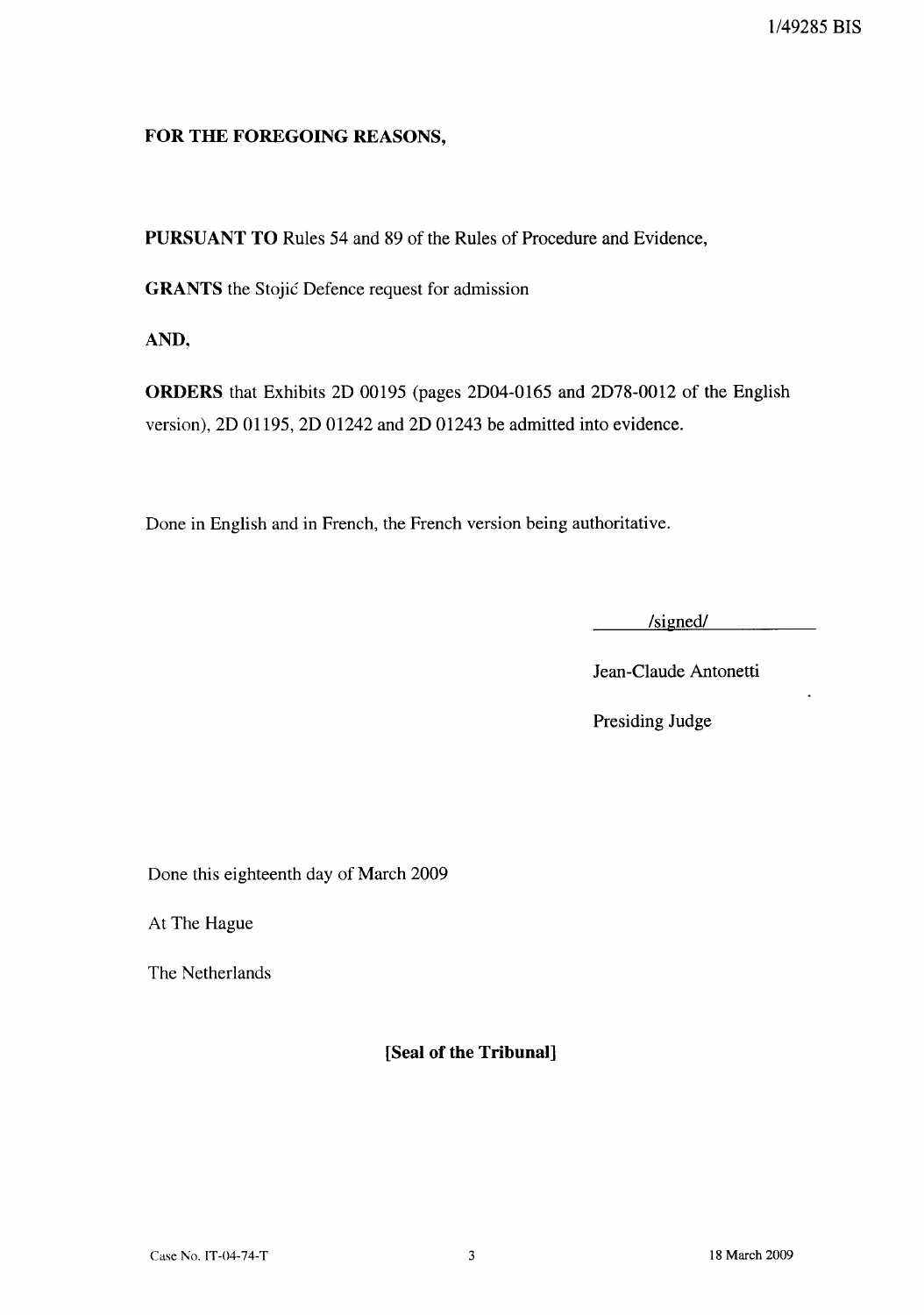**FOR THE FOREGOING REASONS,**

**PURSUANT TO** Rules 54 and 89 of the Rules of Procedure and Evidence,

**GRANTS** the Stojić Defence request for admission

**AND,**

**ORDERS** that Exhibits 2D 00195 (pages 2D04-0165 and 2D78-0012 of the English version), 2D 01195, 2D 01242 and 2D 01243 be admitted into evidence.

Done in English and in French, the French version being authoritative.

/signed/

Jean-Claude Antonetti

Presiding Judge

Done this eighteenth day of March 2009

At The Hague

The Netherlands

**[Seal of the Tribunal]**